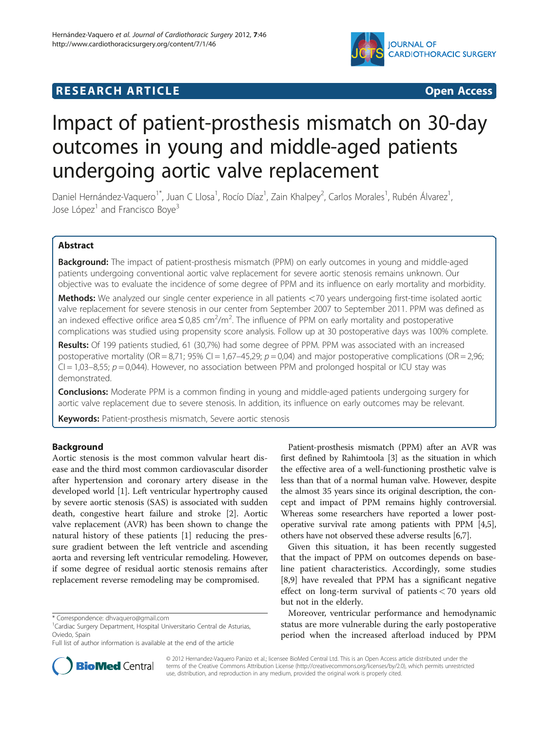RESEARCH ARTICLE Open Access

# Impact of patient-prosthesis mismatch on 30-day outcomes in young and middle-aged patients undergoing aortic valve replacement

Daniel Hernández-Vaquero[1*], Juan C Llosa[1], Rocío Díaz[1], Zain Khalpey[2], Carlos Morales[1], Rubén Álvarez[1], Jose López[1] and Francisco Boye[3]

## Abstract

**Background:** The impact of patient-prosthesis mismatch (PPM) on early outcomes in young and middle-aged patients undergoing conventional aortic valve replacement for severe aortic stenosis remains unknown. Our objective was to evaluate the incidence of some degree of PPM and its influence on early mortality and morbidity.

**Methods:** We analyzed our single center experience in all patients <70 years undergoing first-time isolated aortic valve replacement for severe stenosis in our center from September 2007 to September 2011. PPM was defined as an indexed effective orifice area ≤ 0,85 $cm^2/m^2$. The influence of PPM on early mortality and postoperative complications was studied using propensity score analysis. Follow up at 30 postoperative days was 100% complete.

**Results:** Of 199 patients studied, 61 (30,7%) had some degree of PPM. PPM was associated with an increased postoperative mortality (OR = 8,71; 95% CI = 1,67–45,29; $p$ = 0,04) and major postoperative complications (OR = 2,96; CI = 1,03–8,55; $p$ = 0,044). However, no association between PPM and prolonged hospital or ICU stay was demonstrated.

**Conclusions:** Moderate PPM is a common finding in young and middle-aged patients undergoing surgery for aortic valve replacement due to severe stenosis. In addition, its influence on early outcomes may be relevant.

**Keywords:** Patient-prosthesis mismatch, Severe aortic stenosis

## Background

Aortic stenosis is the most common valvular heart disease and the third most common cardiovascular disorder after hypertension and coronary artery disease in the developed world [1]. Left ventricular hypertrophy caused by severe aortic stenosis (SAS) is associated with sudden death, congestive heart failure and stroke [2]. Aortic valve replacement (AVR) has been shown to change the natural history of these patients [1] reducing the pressure gradient between the left ventricle and ascending aorta and reversing left ventricular remodeling. However, if some degree of residual aortic stenosis remains after replacement reverse remodeling may be compromised.

Patient-prosthesis mismatch (PPM) after an AVR was first defined by Rahimtoola [3] as the situation in which the effective area of a well-functioning prosthetic valve is less than that of a normal human valve. However, despite the almost 35 years since its original description, the concept and impact of PPM remains highly controversial. Whereas some researchers have reported a lower postoperative survival rate among patients with PPM [4,5], others have not observed these adverse results [6,7].

Given this situation, it has been recently suggested that the impact of PPM on outcomes depends on baseline patient characteristics. Accordingly, some studies [8,9] have revealed that PPM has a significant negative effect on long-term survival of patients < 70 years old but not in the elderly.

Moreover, ventricular performance and hemodynamic status are more vulnerable during the early postoperative period when the increased afterload induced by PPM

\* Correspondence: dhvaquero@gmail.com
[1]Cardiac Surgery Department, Hospital Universitario Central de Asturias, Oviedo, Spain
Full list of author information is available at the end of the article

© 2012 Hernandez-Vaquero Panizo et al.; licensee BioMed Central Ltd. This is an Open Access article distributed under the terms of the Creative Commons Attribution License (http://creativecommons.org/licenses/by/2.0), which permits unrestricted use, distribution, and reproduction in any medium, provided the original work is properly cited.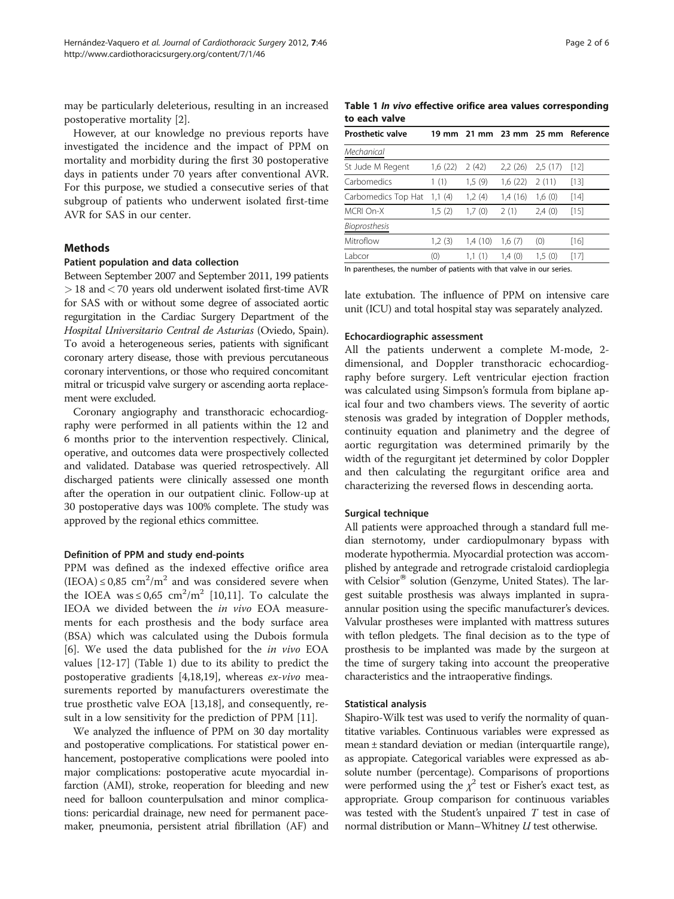may be particularly deleterious, resulting in an increased postoperative mortality [2].

However, at our knowledge no previous reports have investigated the incidence and the impact of PPM on mortality and morbidity during the first 30 postoperative days in patients under 70 years after conventional AVR. For this purpose, we studied a consecutive series of that subgroup of patients who underwent isolated first-time AVR for SAS in our center.

## Methods

### Patient population and data collection

Between September 2007 and September 2011, 199 patients > 18 and < 70 years old underwent isolated first-time AVR for SAS with or without some degree of associated aortic regurgitation in the Cardiac Surgery Department of the *Hospital Universitario Central de Asturias* (Oviedo, Spain). To avoid a heterogeneous series, patients with significant coronary artery disease, those with previous percutaneous coronary interventions, or those who required concomitant mitral or tricuspid valve surgery or ascending aorta replacement were excluded.

Coronary angiography and transthoracic echocardiography were performed in all patients within the 12 and 6 months prior to the intervention respectively. Clinical, operative, and outcomes data were prospectively collected and validated. Database was queried retrospectively. All discharged patients were clinically assessed one month after the operation in our outpatient clinic. Follow-up at 30 postoperative days was 100% complete. The study was approved by the regional ethics committee.

### Definition of PPM and study end-points

PPM was defined as the indexed effective orifice area (IEOA) ≤ 0,85 $cm^2/m^2$ and was considered severe when the IOEA was ≤ 0,65 $cm^2/m^2$ [10,11]. To calculate the IEOA we divided between the *in vivo* EOA measurements for each prosthesis and the body surface area (BSA) which was calculated using the Dubois formula [6]. We used the data published for the *in vivo* EOA values [12-17] (Table 1) due to its ability to predict the postoperative gradients [4,18,19], whereas *ex-vivo* measurements reported by manufacturers overestimate the true prosthetic valve EOA [13,18], and consequently, result in a low sensitivity for the prediction of PPM [11].

We analyzed the influence of PPM on 30 day mortality and postoperative complications. For statistical power enhancement, postoperative complications were pooled into major complications: postoperative acute myocardial infarction (AMI), stroke, reoperation for bleeding and new need for balloon counterpulsation and minor complications: pericardial drainage, new need for permanent pacemaker, pneumonia, persistent atrial fibrillation (AF) and late extubation. The influence of PPM on intensive care unit (ICU) and total hospital stay was separately analyzed.

**Table 1 *In vivo* effective orifice area values corresponding to each valve**

| Prosthetic valve | 19 mm | 21 mm | 23 mm | 25 mm | Reference |
|---|---|---|---|---|---|
| *Mechanical* | | | | | |
| St Jude M Regent | 1,6 (22) | 2 (42) | 2,2 (26) | 2,5 (17) | [12] |
| Carbomedics | 1 (1) | 1,5 (9) | 1,6 (22) | 2 (11) | [13] |
| Carbomedics Top Hat | 1,1 (4) | 1,2 (4) | 1,4 (16) | 1,6 (0) | [14] |
| MCRI On-X | 1,5 (2) | 1,7 (0) | 2 (1) | 2,4 (0) | [15] |
| *Bioprosthesis* | | | | | |
| Mitroflow | 1,2 (3) | 1,4 (10) | 1,6 (7) | (0) | [16] |
| Labcor | (0) | 1,1 (1) | 1,4 (0) | 1,5 (0) | [17] |

In parentheses, the number of patients with that valve in our series.

### Echocardiographic assessment

All the patients underwent a complete M-mode, 2-dimensional, and Doppler transthoracic echocardiography before surgery. Left ventricular ejection fraction was calculated using Simpson's formula from biplane apical four and two chambers views. The severity of aortic stenosis was graded by integration of Doppler methods, continuity equation and planimetry and the degree of aortic regurgitation was determined primarily by the width of the regurgitant jet determined by color Doppler and then calculating the regurgitant orifice area and characterizing the reversed flows in descending aorta.

### Surgical technique

All patients were approached through a standard full median sternotomy, under cardiopulmonary bypass with moderate hypothermia. Myocardial protection was accomplished by antegrade and retrograde cristaloid cardioplegia with Celsior® solution (Genzyme, United States). The largest suitable prosthesis was always implanted in supra-annular position using the specific manufacturer's devices. Valvular prostheses were implanted with mattress sutures with teflon pledgets. The final decision as to the type of prosthesis to be implanted was made by the surgeon at the time of surgery taking into account the preoperative characteristics and the intraoperative findings.

### Statistical analysis

Shapiro-Wilk test was used to verify the normality of quantitative variables. Continuous variables were expressed as mean ± standard deviation or median (interquartile range), as appropriate. Categorical variables were expressed as absolute number (percentage). Comparisons of proportions were performed using the $\chi^2$ test or Fisher's exact test, as appropriate. Group comparison for continuous variables was tested with the Student's unpaired $T$ test in case of normal distribution or Mann–Whitney $U$ test otherwise.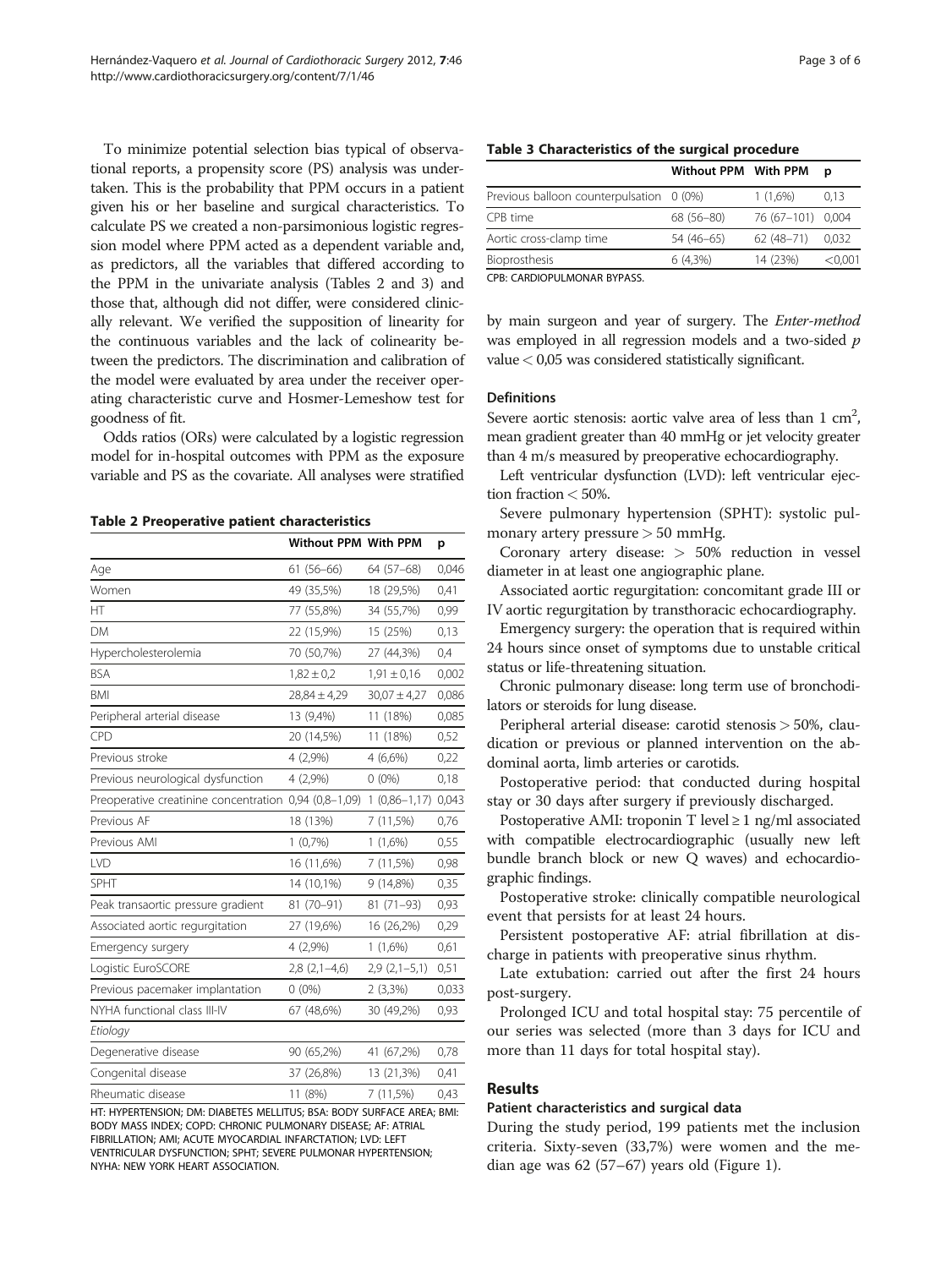To minimize potential selection bias typical of observational reports, a propensity score (PS) analysis was undertaken. This is the probability that PPM occurs in a patient given his or her baseline and surgical characteristics. To calculate PS we created a non-parsimonious logistic regression model where PPM acted as a dependent variable and, as predictors, all the variables that differed according to the PPM in the univariate analysis (Tables 2 and 3) and those that, although did not differ, were considered clinically relevant. We verified the supposition of linearity for the continuous variables and the lack of colinearity between the predictors. The discrimination and calibration of the model were evaluated by area under the receiver operating characteristic curve and Hosmer-Lemeshow test for goodness of fit.

Odds ratios (ORs) were calculated by a logistic regression model for in-hospital outcomes with PPM as the exposure variable and PS as the covariate. All analyses were stratified by main surgeon and year of surgery. The *Enter-method* was employed in all regression models and a two-sided *p* value < 0,05 was considered statistically significant.

**Table 2 Preoperative patient characteristics**

| | Without PPM | With PPM | p |
|---|---|---|---|
| Age | 61 (56–66) | 64 (57–68) | 0,046 |
| Women | 49 (35,5%) | 18 (29,5%) | 0,41 |
| HT | 77 (55,8%) | 34 (55,7%) | 0,99 |
| DM | 22 (15,9%) | 15 (25%) | 0,13 |
| Hypercholesterolemia | 70 (50,7%) | 27 (44,3%) | 0,4 |
| BSA | 1,82 ± 0,2 | 1,91 ± 0,16 | 0,002 |
| BMI | 28,84 ± 4,29 | 30,07 ± 4,27 | 0,086 |
| Peripheral arterial disease | 13 (9,4%) | 11 (18%) | 0,085 |
| CPD | 20 (14,5%) | 11 (18%) | 0,52 |
| Previous stroke | 4 (2,9%) | 4 (6,6%) | 0,22 |
| Previous neurological dysfunction | 4 (2,9%) | 0 (0%) | 0,18 |
| Preoperative creatinine concentration | 0,94 (0,8–1,09) | 1 (0,86–1,17) | 0,043 |
| Previous AF | 18 (13%) | 7 (11,5%) | 0,76 |
| Previous AMI | 1 (0,7%) | 1 (1,6%) | 0,55 |
| LVD | 16 (11,6%) | 7 (11,5%) | 0,98 |
| SPHT | 14 (10,1%) | 9 (14,8%) | 0,35 |
| Peak transaortic pressure gradient | 81 (70–91) | 81 (71–93) | 0,93 |
| Associated aortic regurgitation | 27 (19,6%) | 16 (26,2%) | 0,29 |
| Emergency surgery | 4 (2,9%) | 1 (1,6%) | 0,61 |
| Logistic EuroSCORE | 2,8 (2,1–4,6) | 2,9 (2,1–5,1) | 0,51 |
| Previous pacemaker implantation | 0 (0%) | 2 (3,3%) | 0,033 |
| NYHA functional class III-IV | 67 (48,6%) | 30 (49,2%) | 0,93 |
| *Etiology* | | | |
| Degenerative disease | 90 (65,2%) | 41 (67,2%) | 0,78 |
| Congenital disease | 37 (26,8%) | 13 (21,3%) | 0,41 |
| Rheumatic disease | 11 (8%) | 7 (11,5%) | 0,43 |

HT: HYPERTENSION; DM: DIABETES MELLITUS; BSA: BODY SURFACE AREA; BMI: BODY MASS INDEX; COPD: CHRONIC PULMONARY DISEASE; AF: ATRIAL FIBRILLATION; AMI; ACUTE MYOCARDIAL INFARCTATION; LVD: LEFT VENTRICULAR DYSFUNCTION; SPHT; SEVERE PULMONAR HYPERTENSION; NYHA: NEW YORK HEART ASSOCIATION.

**Table 3 Characteristics of the surgical procedure**

| | Without PPM | With PPM | p |
|---|---|---|---|
| Previous balloon counterpulsation | 0 (0%) | 1 (1,6%) | 0,13 |
| CPB time | 68 (56–80) | 76 (67–101) | 0,004 |
| Aortic cross-clamp time | 54 (46–65) | 62 (48–71) | 0,032 |
| Bioprosthesis | 6 (4,3%) | 14 (23%) | <0,001 |

CPB: CARDIOPULMONAR BYPASS.

### Definitions

Severe aortic stenosis: aortic valve area of less than 1 $cm^2$, mean gradient greater than 40 mmHg or jet velocity greater than 4 m/s measured by preoperative echocardiography.

Left ventricular dysfunction (LVD): left ventricular ejection fraction < 50%.

Severe pulmonary hypertension (SPHT): systolic pulmonary artery pressure > 50 mmHg.

Coronary artery disease: > 50% reduction in vessel diameter in at least one angiographic plane.

Associated aortic regurgitation: concomitant grade III or IV aortic regurgitation by transthoracic echocardiography.

Emergency surgery: the operation that is required within 24 hours since onset of symptoms due to unstable critical status or life-threatening situation.

Chronic pulmonary disease: long term use of bronchodilators or steroids for lung disease.

Peripheral arterial disease: carotid stenosis > 50%, claudication or previous or planned intervention on the abdominal aorta, limb arteries or carotids.

Postoperative period: that conducted during hospital stay or 30 days after surgery if previously discharged.

Postoperative AMI: troponin T level ≥ 1 ng/ml associated with compatible electrocardiographic (usually new left bundle branch block or new Q waves) and echocardiographic findings.

Postoperative stroke: clinically compatible neurological event that persists for at least 24 hours.

Persistent postoperative AF: atrial fibrillation at discharge in patients with preoperative sinus rhythm.

Late extubation: carried out after the first 24 hours post-surgery.

Prolonged ICU and total hospital stay: 75 percentile of our series was selected (more than 3 days for ICU and more than 11 days for total hospital stay).

## Results

### Patient characteristics and surgical data

During the study period, 199 patients met the inclusion criteria. Sixty-seven (33,7%) were women and the median age was 62 (57–67) years old (Figure 1).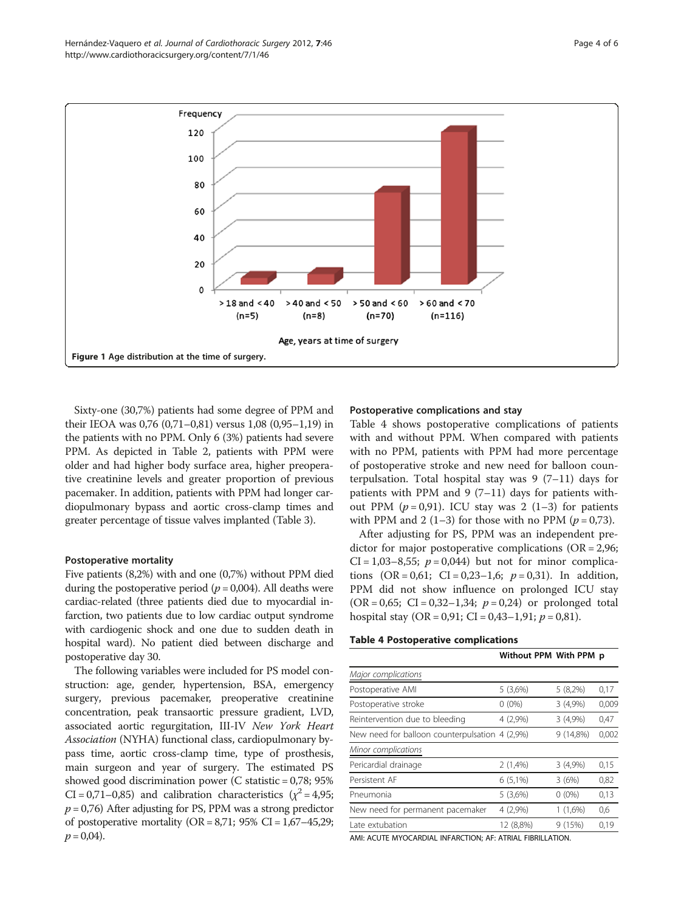Figure 1 Age distribution at the time of surgery.

Sixty-one (30,7%) patients had some degree of PPM and their IEOA was 0,76 (0,71–0,81) versus 1,08 (0,95–1,19) in the patients with no PPM. Only 6 (3%) patients had severe PPM. As depicted in Table 2, patients with PPM were older and had higher body surface area, higher preoperative creatinine levels and greater proportion of previous pacemaker. In addition, patients with PPM had longer cardiopulmonary bypass and aortic cross-clamp times and greater percentage of tissue valves implanted (Table 3).

### Postoperative mortality

Five patients (8,2%) with and one (0,7%) without PPM died during the postoperative period ($p = 0,004$). All deaths were cardiac-related (three patients died due to myocardial infarction, two patients due to low cardiac output syndrome with cardiogenic shock and one due to sudden death in hospital ward). No patient died between discharge and postoperative day 30.

The following variables were included for PS model construction: age, gender, hypertension, BSA, emergency surgery, previous pacemaker, preoperative creatinine concentration, peak transaortic pressure gradient, LVD, associated aortic regurgitation, III-IV *New York Heart Association* (NYHA) functional class, cardiopulmonary bypass time, aortic cross-clamp time, type of prosthesis, main surgeon and year of surgery. The estimated PS showed good discrimination power (C statistic = 0,78; 95% CI = 0,71–0,85) and calibration characteristics ($\chi^2 = 4,95$; $p = 0,76$) After adjusting for PS, PPM was a strong predictor of postoperative mortality (OR = 8,71; 95% CI = 1,67–45,29; $p = 0,04$).

### Postoperative complications and stay

Table 4 shows postoperative complications of patients with and without PPM. When compared with patients with no PPM, patients with PPM had more percentage of postoperative stroke and new need for balloon counterpulsation. Total hospital stay was 9 (7–11) days for patients with PPM and 9 (7–11) days for patients without PPM ($p = 0,91$). ICU stay was 2 (1–3) for patients with PPM and 2 (1–3) for those with no PPM ($p = 0,73$).

After adjusting for PS, PPM was an independent predictor for major postoperative complications (OR = 2,96; CI = 1,03–8,55; $p = 0,044$) but not for minor complications (OR = 0,61; CI = 0,23–1,6; $p = 0,31$). In addition, PPM did not show influence on prolonged ICU stay (OR = 0,65; CI = 0,32–1,34; $p = 0,24$) or prolonged total hospital stay (OR = 0,91; CI = 0,43–1,91; $p = 0,81$).

**Table 4 Postoperative complications**

| | Without PPM | With PPM | p |
|---|---|---|---|
| *Major complications* | | | |
| Postoperative AMI | 5 (3,6%) | 5 (8,2%) | 0,17 |
| Postoperative stroke | 0 (0%) | 3 (4,9%) | 0,009 |
| Reintervention due to bleeding | 4 (2,9%) | 3 (4,9%) | 0,47 |
| New need for balloon counterpulsation | 4 (2,9%) | 9 (14,8%) | 0,002 |
| *Minor complications* | | | |
| Pericardial drainage | 2 (1,4%) | 3 (4,9%) | 0,15 |
| Persistent AF | 6 (5,1%) | 3 (6%) | 0,82 |
| Pneumonia | 5 (3,6%) | 0 (0%) | 0,13 |
| New need for permanent pacemaker | 4 (2,9%) | 1 (1,6%) | 0,6 |
| Late extubation | 12 (8,8%) | 9 (15%) | 0,19 |

AMI: ACUTE MYOCARDIAL INFARCTION; AF: ATRIAL FIBRILLATION.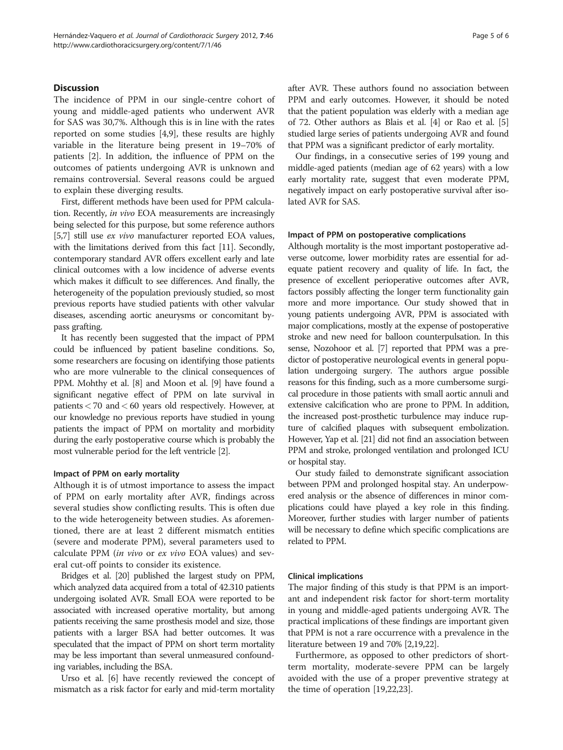## Discussion

The incidence of PPM in our single-centre cohort of young and middle-aged patients who underwent AVR for SAS was 30,7%. Although this is in line with the rates reported on some studies [4,9], these results are highly variable in the literature being present in 19–70% of patients [2]. In addition, the influence of PPM on the outcomes of patients undergoing AVR is unknown and remains controversial. Several reasons could be argued to explain these diverging results.

First, different methods have been used for PPM calculation. Recently, *in vivo* EOA measurements are increasingly being selected for this purpose, but some reference authors [5,7] still use *ex vivo* manufacturer reported EOA values, with the limitations derived from this fact [11]. Secondly, contemporary standard AVR offers excellent early and late clinical outcomes with a low incidence of adverse events which makes it difficult to see differences. And finally, the heterogeneity of the population previously studied, so most previous reports have studied patients with other valvular diseases, ascending aortic aneurysms or concomitant bypass grafting.

It has recently been suggested that the impact of PPM could be influenced by patient baseline conditions. So, some researchers are focusing on identifying those patients who are more vulnerable to the clinical consequences of PPM. Mohthy et al. [8] and Moon et al. [9] have found a significant negative effect of PPM on late survival in patients < 70 and < 60 years old respectively. However, at our knowledge no previous reports have studied in young patients the impact of PPM on mortality and morbidity during the early postoperative course which is probably the most vulnerable period for the left ventricle [2].

### Impact of PPM on early mortality

Although it is of utmost importance to assess the impact of PPM on early mortality after AVR, findings across several studies show conflicting results. This is often due to the wide heterogeneity between studies. As aforementioned, there are at least 2 different mismatch entities (severe and moderate PPM), several parameters used to calculate PPM (*in vivo* or *ex vivo* EOA values) and several cut-off points to consider its existence.

Bridges et al. [20] published the largest study on PPM, which analyzed data acquired from a total of 42.310 patients undergoing isolated AVR. Small EOA were reported to be associated with increased operative mortality, but among patients receiving the same prosthesis model and size, those patients with a larger BSA had better outcomes. It was speculated that the impact of PPM on short term mortality may be less important than several unmeasured confounding variables, including the BSA.

Urso et al. [6] have recently reviewed the concept of mismatch as a risk factor for early and mid-term mortality after AVR. These authors found no association between PPM and early outcomes. However, it should be noted that the patient population was elderly with a median age of 72. Other authors as Blais et al. [4] or Rao et al. [5] studied large series of patients undergoing AVR and found that PPM was a significant predictor of early mortality.

Our findings, in a consecutive series of 199 young and middle-aged patients (median age of 62 years) with a low early mortality rate, suggest that even moderate PPM, negatively impact on early postoperative survival after isolated AVR for SAS.

### Impact of PPM on postoperative complications

Although mortality is the most important postoperative adverse outcome, lower morbidity rates are essential for adequate patient recovery and quality of life. In fact, the presence of excellent perioperative outcomes after AVR, factors possibly affecting the longer term functionality gain more and more importance. Our study showed that in young patients undergoing AVR, PPM is associated with major complications, mostly at the expense of postoperative stroke and new need for balloon counterpulsation. In this sense, Nozohoor et al. [7] reported that PPM was a predictor of postoperative neurological events in general population undergoing surgery. The authors argue possible reasons for this finding, such as a more cumbersome surgical procedure in those patients with small aortic annuli and extensive calcification who are prone to PPM. In addition, the increased post-prosthetic turbulence may induce rupture of calcified plaques with subsequent embolization. However, Yap et al. [21] did not find an association between PPM and stroke, prolonged ventilation and prolonged ICU or hospital stay.

Our study failed to demonstrate significant association between PPM and prolonged hospital stay. An underpowered analysis or the absence of differences in minor complications could have played a key role in this finding. Moreover, further studies with larger number of patients will be necessary to define which specific complications are related to PPM.

### Clinical implications

The major finding of this study is that PPM is an important and independent risk factor for short-term mortality in young and middle-aged patients undergoing AVR. The practical implications of these findings are important given that PPM is not a rare occurrence with a prevalence in the literature between 19 and 70% [2,19,22].

Furthermore, as opposed to other predictors of short-term mortality, moderate-severe PPM can be largely avoided with the use of a proper preventive strategy at the time of operation [19,22,23].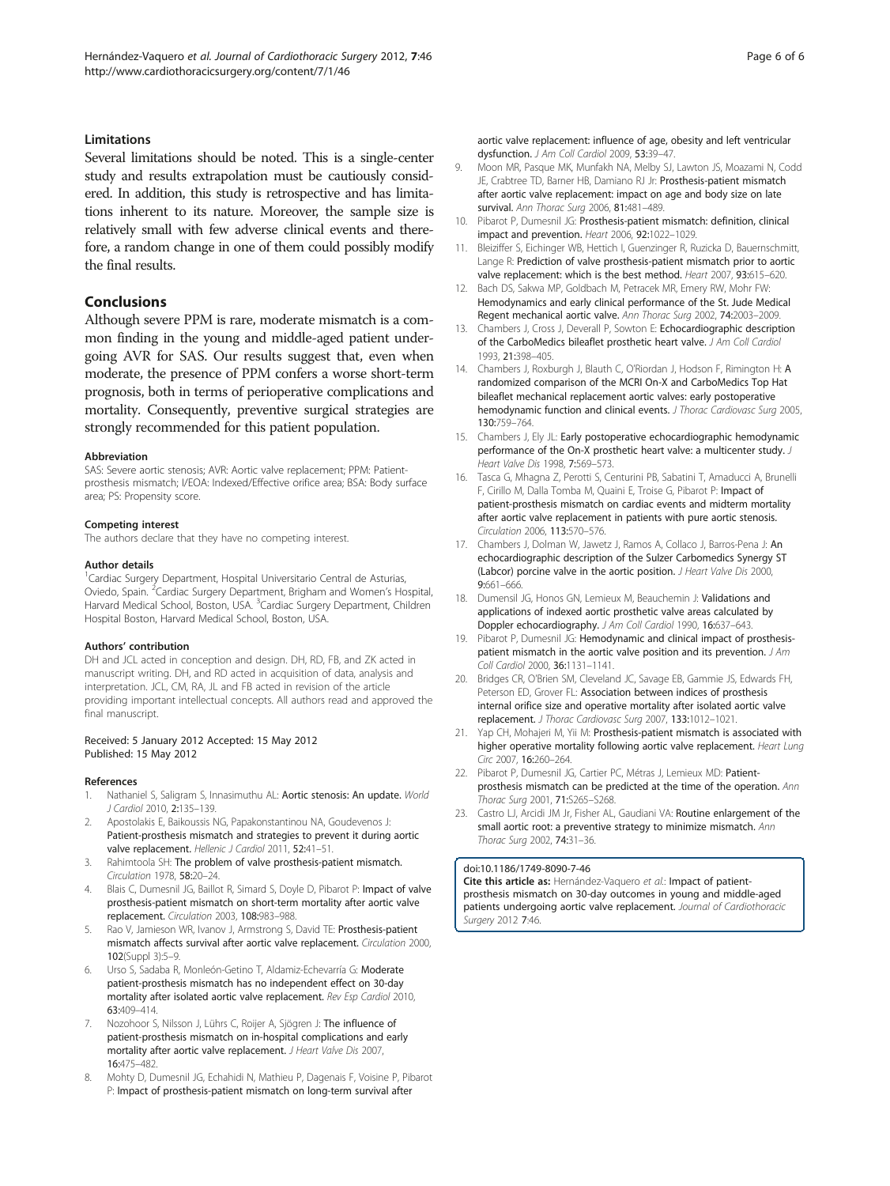## Limitations

Several limitations should be noted. This is a single-center study and results extrapolation must be cautiously considered. In addition, this study is retrospective and has limitations inherent to its nature. Moreover, the sample size is relatively small with few adverse clinical events and therefore, a random change in one of them could possibly modify the final results.

## Conclusions

Although severe PPM is rare, moderate mismatch is a common finding in the young and middle-aged patient undergoing AVR for SAS. Our results suggest that, even when moderate, the presence of PPM confers a worse short-term prognosis, both in terms of perioperative complications and mortality. Consequently, preventive surgical strategies are strongly recommended for this patient population.

#### Abbreviation

SAS: Severe aortic stenosis; AVR: Aortic valve replacement; PPM: Patient-prosthesis mismatch; I/EOA: Indexed/Effective orifice area; BSA: Body surface area; PS: Propensity score.

#### Competing interest

The authors declare that they have no competing interest.

#### Author details

[1]Cardiac Surgery Department, Hospital Universitario Central de Asturias, Oviedo, Spain. [2]Cardiac Surgery Department, Brigham and Women's Hospital, Harvard Medical School, Boston, USA. [3]Cardiac Surgery Department, Children Hospital Boston, Harvard Medical School, Boston, USA.

#### Authors' contribution

DH and JCL acted in conception and design. DH, RD, FB, and ZK acted in manuscript writing. DH, and RD acted in acquisition of data, analysis and interpretation. JCL, CM, RA, JL and FB acted in revision of the article providing important intellectual concepts. All authors read and approved the final manuscript.

Received: 5 January 2012 Accepted: 15 May 2012
Published: 15 May 2012

#### References

1. Nathaniel S, Saligram S, Innasimuthu AL: **Aortic stenosis: An update.** *World J Cardiol* 2010, **2:**135–139.
2. Apostolakis E, Baikoussis NG, Papakonstantinou NA, Goudevenos J: **Patient-prosthesis mismatch and strategies to prevent it during aortic valve replacement.** *Hellenic J Cardiol* 2011, **52:**41–51.
3. Rahimtoola SH: **The problem of valve prosthesis-patient mismatch.** *Circulation* 1978, **58:**20–24.
4. Blais C, Dumesnil JG, Baillot R, Simard S, Doyle D, Pibarot P: **Impact of valve prosthesis-patient mismatch on short-term mortality after aortic valve replacement.** *Circulation* 2003, **108:**983–988.
5. Rao V, Jamieson WR, Ivanov J, Armstrong S, David TE: **Prosthesis-patient mismatch affects survival after aortic valve replacement.** *Circulation* 2000, **102**(Suppl 3)**:**5–9.
6. Urso S, Sadaba R, Monleón-Getino T, Aldamiz-Echevarría G: **Moderate patient-prosthesis mismatch has no independent effect on 30-day mortality after isolated aortic valve replacement.** *Rev Esp Cardiol* 2010, **63:**409–414.
7. Nozohoor S, Nilsson J, Lührs C, Roijer A, Sjögren J: **The influence of patient-prosthesis mismatch on in-hospital complications and early mortality after aortic valve replacement.** *J Heart Valve Dis* 2007, **16:**475–482.
8. Mohty D, Dumesnil JG, Echahidi N, Mathieu P, Dagenais F, Voisine P, Pibarot P: **Impact of prosthesis-patient mismatch on long-term survival after aortic valve replacement: influence of age, obesity and left ventricular dysfunction.** *J Am Coll Cardiol* 2009, **53:**39–47.
9. Moon MR, Pasque MK, Munfakh NA, Melby SJ, Lawton JS, Moazami N, Codd JE, Crabtree TD, Barner HB, Damiano RJ Jr: **Prosthesis-patient mismatch after aortic valve replacement: impact on age and body size on late survival.** *Ann Thorac Surg* 2006, **81:**481–489.
10. Pibarot P, Dumesnil JG: **Prosthesis-patient mismatch: definition, clinical impact and prevention.** *Heart* 2006, **92:**1022–1029.
11. Bleiziffer S, Eichinger WB, Hettich I, Guenzinger R, Ruzicka D, Bauernschmitt, Lange R: **Prediction of valve prosthesis-patient mismatch prior to aortic valve replacement: which is the best method.** *Heart* 2007, **93:**615–620.
12. Bach DS, Sakwa MP, Goldbach M, Petracek MR, Emery RW, Mohr FW: **Hemodynamics and early clinical performance of the St. Jude Medical Regent mechanical aortic valve.** *Ann Thorac Surg* 2002, **74:**2003–2009.
13. Chambers J, Cross J, Deverall P, Sowton E: **Echocardiographic description of the CarboMedics bileaflet prosthetic heart valve.** *J Am Coll Cardiol* 1993, **21:**398–405.
14. Chambers J, Roxburgh J, Blauth C, O'Riordan J, Hodson F, Rimington H: **A randomized comparison of the MCRI On-X and CarboMedics Top Hat bileaflet mechanical replacement aortic valves: early postoperative hemodynamic function and clinical events.** *J Thorac Cardiovasc Surg* 2005, **130:**759–764.
15. Chambers J, Ely JL: **Early postoperative echocardiographic hemodynamic performance of the On-X prosthetic heart valve: a multicenter study.** *J Heart Valve Dis* 1998, **7:**569–573.
16. Tasca G, Mhagna Z, Perotti S, Centurini PB, Sabatini T, Amaducci A, Brunelli F, Cirillo M, Dalla Tomba M, Quaini E, Troise G, Pibarot P: **Impact of patient-prosthesis mismatch on cardiac events and midterm mortality after aortic valve replacement in patients with pure aortic stenosis.** *Circulation* 2006, **113:**570–576.
17. Chambers J, Dolman W, Jawetz J, Ramos A, Collaco J, Barros-Pena J: **An echocardiographic description of the Sulzer Carbomedics Synergy ST (Labcor) porcine valve in the aortic position.** *J Heart Valve Dis* 2000, **9:**661–666.
18. Dumensil JG, Honos GN, Lemieux M, Beauchemin J: **Validations and applications of indexed aortic prosthetic valve areas calculated by Doppler echocardiography.** *J Am Coll Cardiol* 1990, **16:**637–643.
19. Pibarot P, Dumesnil JG: **Hemodynamic and clinical impact of prosthesis-patient mismatch in the aortic valve position and its prevention.** *J Am Coll Cardiol* 2000, **36:**1131–1141.
20. Bridges CR, O'Brien SM, Cleveland JC, Savage EB, Gammie JS, Edwards FH, Peterson ED, Grover FL: **Association between indices of prosthesis internal orifice size and operative mortality after isolated aortic valve replacement.** *J Thorac Cardiovasc Surg* 2007, **133:**1012–1021.
21. Yap CH, Mohajeri M, Yii M: **Prosthesis-patient mismatch is associated with higher operative mortality following aortic valve replacement.** *Heart Lung Circ* 2007, **16:**260–264.
22. Pibarot P, Dumesnil JG, Cartier PC, Métras J, Lemieux MD: **Patient-prosthesis mismatch can be predicted at the time of the operation.** *Ann Thorac Surg* 2001, **71:**S265–S268.
23. Castro LJ, Arcidi JM Jr, Fisher AL, Gaudiani VA: **Routine enlargement of the small aortic root: a preventive strategy to minimize mismatch.** *Ann Thorac Surg* 2002, **74:**31–36.

doi:10.1186/1749-8090-7-46
**Cite this article as:** Hernández-Vaquero *et al.*: Impact of patient-prosthesis mismatch on 30-day outcomes in young and middle-aged patients undergoing aortic valve replacement. *Journal of Cardiothoracic Surgery* 2012 **7**:46.